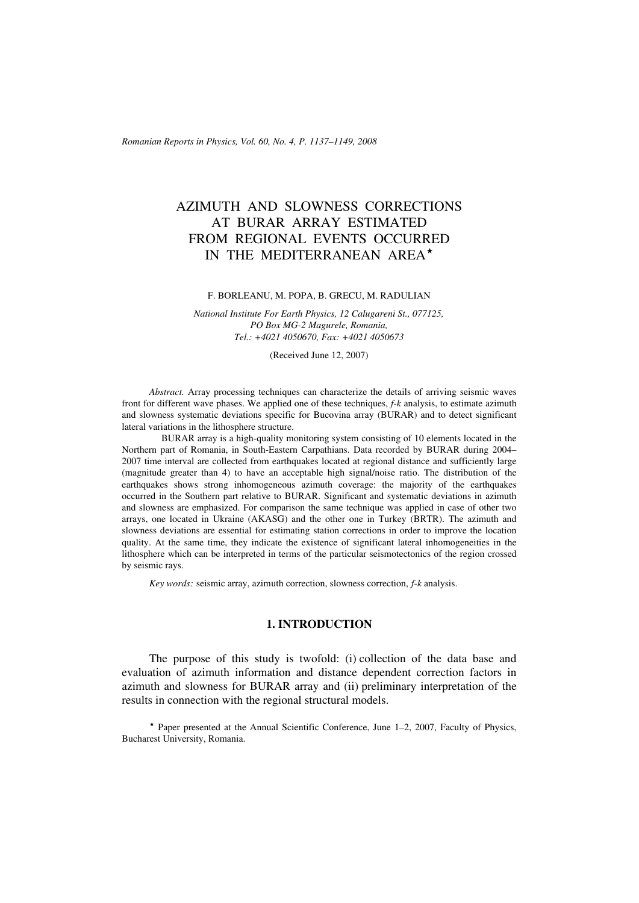# AZIMUTH AND SLOWNESS CORRECTIONS AT BURAR ARRAY ESTIMATED FROM REGIONAL EVENTS OCCURRED IN THE MEDITERRANEAN AREA*

F. BORLEANU, M. POPA, B. GRECU, M. RADULIAN

*National Institute For Earth Physics, 12 Calugareni St., 077125, PO Box MG-2 Magurele, Romania, Tel.: +4021 4050670, Fax: +4021 4050673*

(Received June 12, 2007)

*Abstract.* Array processing techniques can characterize the details of arriving seismic waves front for different wave phases. We applied one of these techniques, *f-k* analysis, to estimate azimuth and slowness systematic deviations specific for Bucovina array (BURAR) and to detect significant lateral variations in the lithosphere structure.

BURAR array is a high-quality monitoring system consisting of 10 elements located in the Northern part of Romania, in South-Eastern Carpathians. Data recorded by BURAR during 2004–2007 time interval are collected from earthquakes located at regional distance and sufficiently large (magnitude greater than 4) to have an acceptable high signal/noise ratio. The distribution of the earthquakes shows strong inhomogeneous azimuth coverage: the majority of the earthquakes occurred in the Southern part relative to BURAR. Significant and systematic deviations in azimuth and slowness are emphasized. For comparison the same technique was applied in case of other two arrays, one located in Ukraine (AKASG) and the other one in Turkey (BRTR). The azimuth and slowness deviations are essential for estimating station corrections in order to improve the location quality. At the same time, they indicate the existence of significant lateral inhomogeneities in the lithosphere which can be interpreted in terms of the particular seismotectonics of the region crossed by seismic rays.

*Key words:* seismic array, azimuth correction, slowness correction, *f-k* analysis.

## 1. INTRODUCTION

The purpose of this study is twofold: (i) collection of the data base and evaluation of azimuth information and distance dependent correction factors in azimuth and slowness for BURAR array and (ii) preliminary interpretation of the results in connection with the regional structural models.

* Paper presented at the Annual Scientific Conference, June 1–2, 2007, Faculty of Physics, Bucharest University, Romania.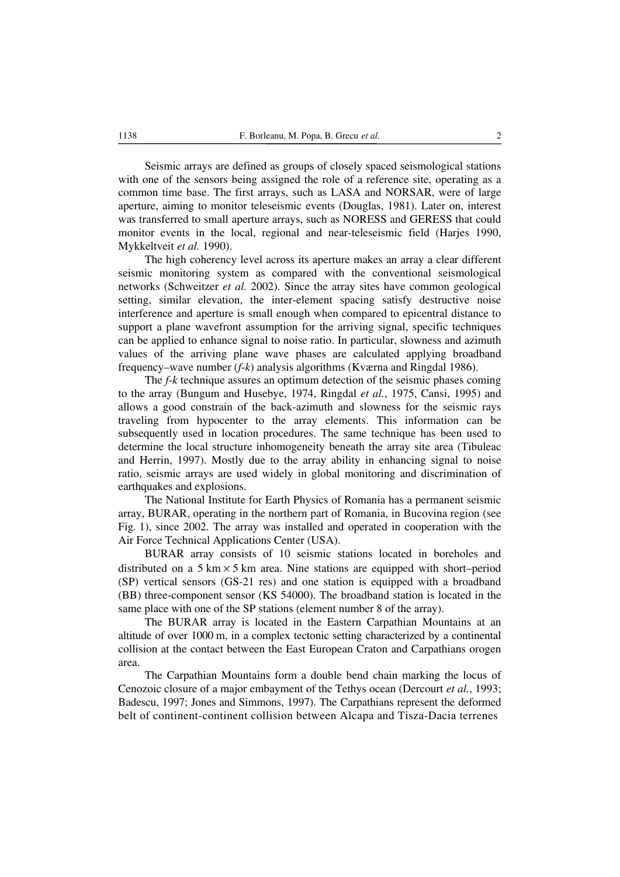Seismic arrays are defined as groups of closely spaced seismological stations with one of the sensors being assigned the role of a reference site, operating as a common time base. The first arrays, such as LASA and NORSAR, were of large aperture, aiming to monitor teleseismic events (Douglas, 1981). Later on, interest was transferred to small aperture arrays, such as NORESS and GERESS that could monitor events in the local, regional and near-teleseismic field (Harjes 1990, Mykkeltveit *et al.* 1990).

The high coherency level across its aperture makes an array a clear different seismic monitoring system as compared with the conventional seismological networks (Schweitzer *et al.* 2002). Since the array sites have common geological setting, similar elevation, the inter-element spacing satisfy destructive noise interference and aperture is small enough when compared to epicentral distance to support a plane wavefront assumption for the arriving signal, specific techniques can be applied to enhance signal to noise ratio. In particular, slowness and azimuth values of the arriving plane wave phases are calculated applying broadband frequency–wave number (*f-k*) analysis algorithms (Kværna and Ringdal 1986).

The *f-k* technique assures an optimum detection of the seismic phases coming to the array (Bungum and Husebye, 1974, Ringdal *et al.*, 1975, Cansi, 1995) and allows a good constrain of the back-azimuth and slowness for the seismic rays traveling from hypocenter to the array elements. This information can be subsequently used in location procedures. The same technique has been used to determine the local structure inhomogeneity beneath the array site area (Tibuleac and Herrin, 1997). Mostly due to the array ability in enhancing signal to noise ratio, seismic arrays are used widely in global monitoring and discrimination of earthquakes and explosions.

The National Institute for Earth Physics of Romania has a permanent seismic array, BURAR, operating in the northern part of Romania, in Bucovina region (see Fig. 1), since 2002. The array was installed and operated in cooperation with the Air Force Technical Applications Center (USA).

BURAR array consists of 10 seismic stations located in boreholes and distributed on a 5 km × 5 km area. Nine stations are equipped with short–period (SP) vertical sensors (GS-21 res) and one station is equipped with a broadband (BB) three-component sensor (KS 54000). The broadband station is located in the same place with one of the SP stations (element number 8 of the array).

The BURAR array is located in the Eastern Carpathian Mountains at an altitude of over 1000 m, in a complex tectonic setting characterized by a continental collision at the contact between the East European Craton and Carpathians orogen area.

The Carpathian Mountains form a double bend chain marking the locus of Cenozoic closure of a major embayment of the Tethys ocean (Dercourt *et al.*, 1993; Badescu, 1997; Jones and Simmons, 1997). The Carpathians represent the deformed belt of continent-continent collision between Alcapa and Tisza-Dacia terrenes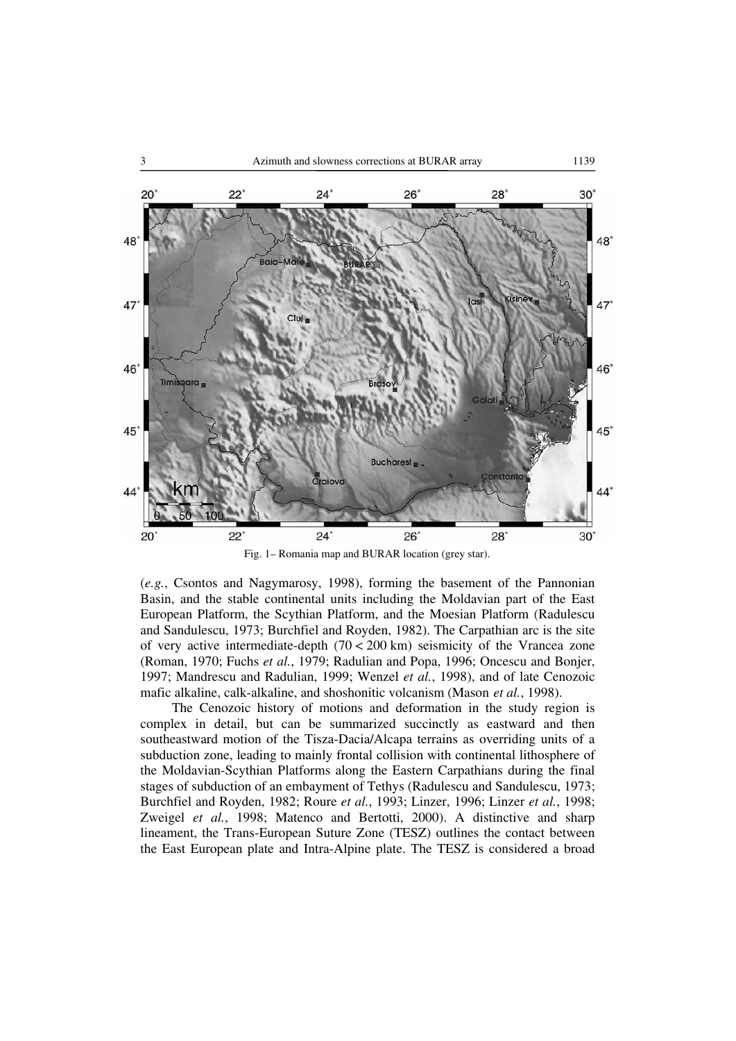Fig. 1– Romania map and BURAR location (grey star).

(*e.g.*, Csontos and Nagymarosy, 1998), forming the basement of the Pannonian Basin, and the stable continental units including the Moldavian part of the East European Platform, the Scythian Platform, and the Moesian Platform (Radulescu and Sandulescu, 1973; Burchfiel and Royden, 1982). The Carpathian arc is the site of very active intermediate-depth (70 < 200 km) seismicity of the Vrancea zone (Roman, 1970; Fuchs *et al.*, 1979; Radulian and Popa, 1996; Oncescu and Bonjer, 1997; Mandrescu and Radulian, 1999; Wenzel *et al.*, 1998), and of late Cenozoic mafic alkaline, calk-alkaline, and shoshonitic volcanism (Mason *et al.*, 1998).

The Cenozoic history of motions and deformation in the study region is complex in detail, but can be summarized succinctly as eastward and then southeastward motion of the Tisza-Dacia/Alcapa terrains as overriding units of a subduction zone, leading to mainly frontal collision with continental lithosphere of the Moldavian-Scythian Platforms along the Eastern Carpathians during the final stages of subduction of an embayment of Tethys (Radulescu and Sandulescu, 1973; Burchfiel and Royden, 1982; Roure *et al.*, 1993; Linzer, 1996; Linzer *et al.*, 1998; Zweigel *et al.*, 1998; Matenco and Bertotti, 2000). A distinctive and sharp lineament, the Trans-European Suture Zone (TESZ) outlines the contact between the East European plate and Intra-Alpine plate. The TESZ is considered a broad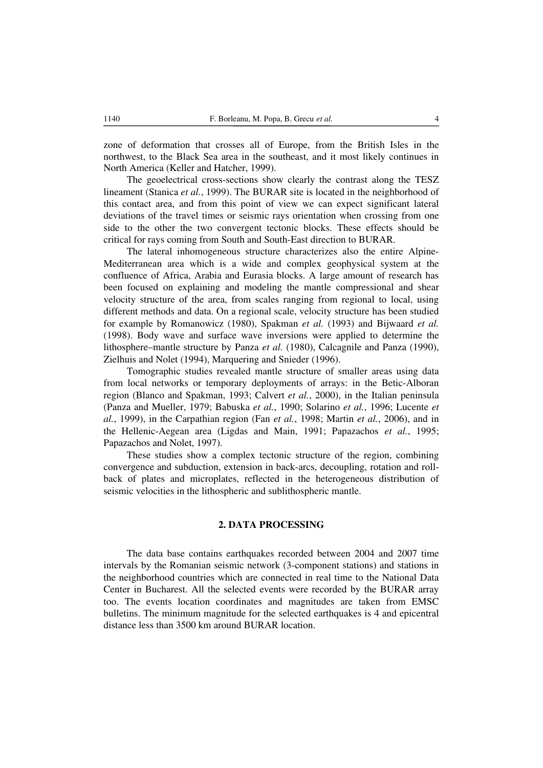zone of deformation that crosses all of Europe, from the British Isles in the northwest, to the Black Sea area in the southeast, and it most likely continues in North America (Keller and Hatcher, 1999).

The geoelectrical cross-sections show clearly the contrast along the TESZ lineament (Stanica *et al.*, 1999). The BURAR site is located in the neighborhood of this contact area, and from this point of view we can expect significant lateral deviations of the travel times or seismic rays orientation when crossing from one side to the other the two convergent tectonic blocks. These effects should be critical for rays coming from South and South-East direction to BURAR.

The lateral inhomogeneous structure characterizes also the entire Alpine-Mediterranean area which is a wide and complex geophysical system at the confluence of Africa, Arabia and Eurasia blocks. A large amount of research has been focused on explaining and modeling the mantle compressional and shear velocity structure of the area, from scales ranging from regional to local, using different methods and data. On a regional scale, velocity structure has been studied for example by Romanowicz (1980), Spakman *et al.* (1993) and Bijwaard *et al.* (1998). Body wave and surface wave inversions were applied to determine the lithosphere–mantle structure by Panza *et al.* (1980), Calcagnile and Panza (1990), Zielhuis and Nolet (1994), Marquering and Snieder (1996).

Tomographic studies revealed mantle structure of smaller areas using data from local networks or temporary deployments of arrays: in the Betic-Alboran region (Blanco and Spakman, 1993; Calvert *et al.*, 2000), in the Italian peninsula (Panza and Mueller, 1979; Babuska *et al.*, 1990; Solarino *et al.*, 1996; Lucente *et al.*, 1999), in the Carpathian region (Fan *et al.*, 1998; Martin *et al.*, 2006), and in the Hellenic-Aegean area (Ligdas and Main, 1991; Papazachos *et al.*, 1995; Papazachos and Nolet, 1997).

These studies show a complex tectonic structure of the region, combining convergence and subduction, extension in back-arcs, decoupling, rotation and roll-back of plates and microplates, reflected in the heterogeneous distribution of seismic velocities in the lithospheric and sublithospheric mantle.

## 2. DATA PROCESSING

The data base contains earthquakes recorded between 2004 and 2007 time intervals by the Romanian seismic network (3-component stations) and stations in the neighborhood countries which are connected in real time to the National Data Center in Bucharest. All the selected events were recorded by the BURAR array too. The events location coordinates and magnitudes are taken from EMSC bulletins. The minimum magnitude for the selected earthquakes is 4 and epicentral distance less than 3500 km around BURAR location.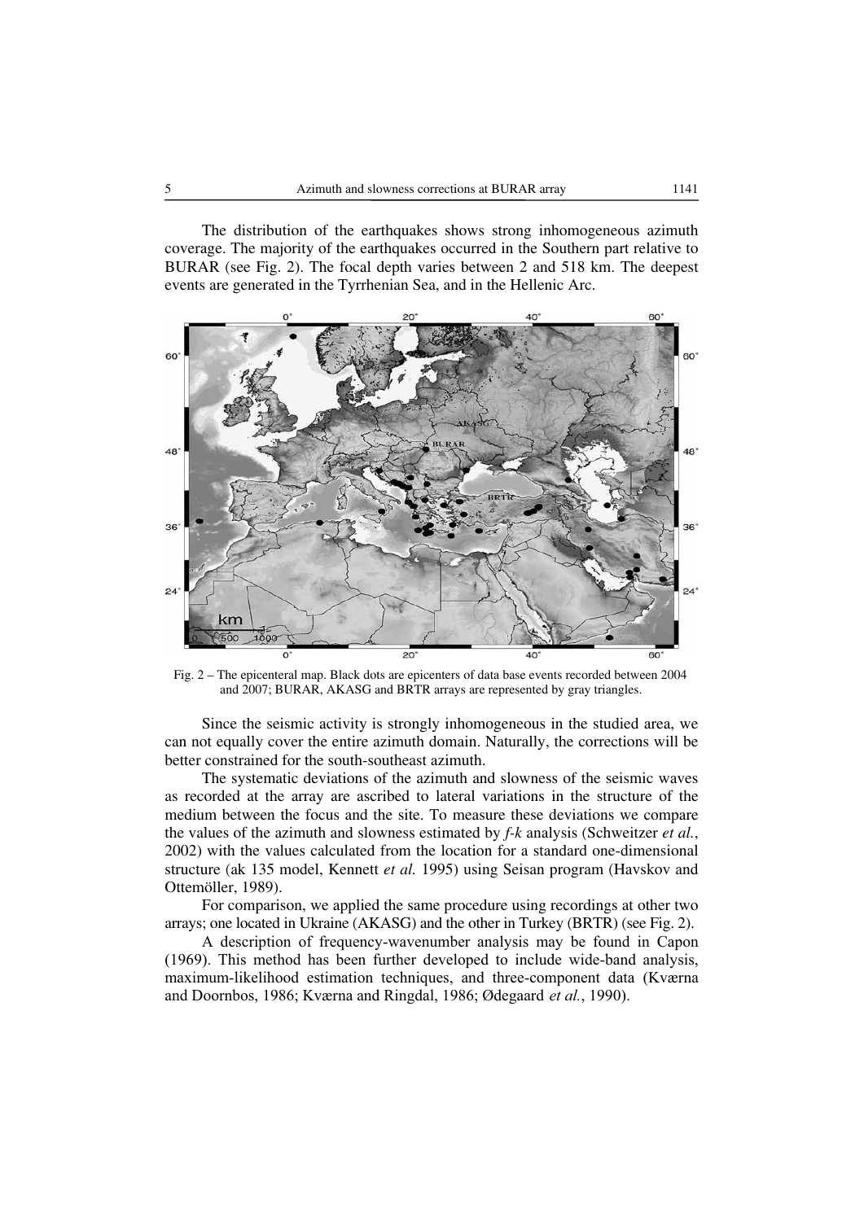The distribution of the earthquakes shows strong inhomogeneous azimuth coverage. The majority of the earthquakes occurred in the Southern part relative to BURAR (see Fig. 2). The focal depth varies between 2 and 518 km. The deepest events are generated in the Tyrrhenian Sea, and in the Hellenic Arc.

Fig. 2 – The epicenteral map. Black dots are epicenters of data base events recorded between 2004 and 2007; BURAR, AKASG and BRTR arrays are represented by gray triangles.

Since the seismic activity is strongly inhomogeneous in the studied area, we can not equally cover the entire azimuth domain. Naturally, the corrections will be better constrained for the south-southeast azimuth.

The systematic deviations of the azimuth and slowness of the seismic waves as recorded at the array are ascribed to lateral variations in the structure of the medium between the focus and the site. To measure these deviations we compare the values of the azimuth and slowness estimated by *f-k* analysis (Schweitzer *et al.*, 2002) with the values calculated from the location for a standard one-dimensional structure (ak 135 model, Kennett *et al.* 1995) using Seisan program (Havskov and Ottemöller, 1989).

For comparison, we applied the same procedure using recordings at other two arrays; one located in Ukraine (AKASG) and the other in Turkey (BRTR) (see Fig. 2).

A description of frequency-wavenumber analysis may be found in Capon (1969). This method has been further developed to include wide-band analysis, maximum-likelihood estimation techniques, and three-component data (Kværna and Doornbos, 1986; Kværna and Ringdal, 1986; Ødegaard *et al.*, 1990).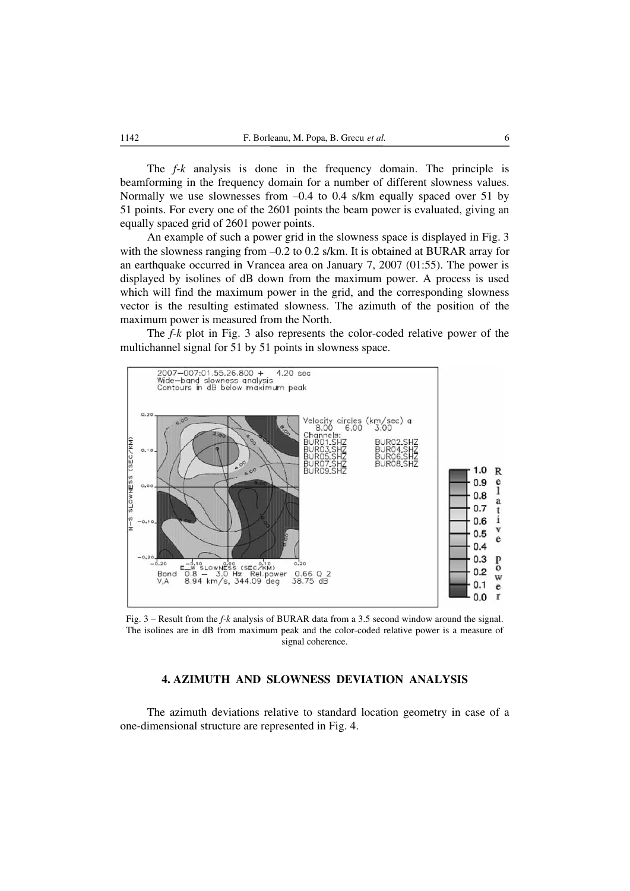The *f-k* analysis is done in the frequency domain. The principle is beamforming in the frequency domain for a number of different slowness values. Normally we use slownesses from –0.4 to 0.4 s/km equally spaced over 51 by 51 points. For every one of the 2601 points the beam power is evaluated, giving an equally spaced grid of 2601 power points.

An example of such a power grid in the slowness space is displayed in Fig. 3 with the slowness ranging from –0.2 to 0.2 s/km. It is obtained at BURAR array for an earthquake occurred in Vrancea area on January 7, 2007 (01:55). The power is displayed by isolines of dB down from the maximum power. A process is used which will find the maximum power in the grid, and the corresponding slowness vector is the resulting estimated slowness. The azimuth of the position of the maximum power is measured from the North.

The *f-k* plot in Fig. 3 also represents the color-coded relative power of the multichannel signal for 51 by 51 points in slowness space.

Fig. 3 – Result from the *f-k* analysis of BURAR data from a 3.5 second window around the signal. The isolines are in dB from maximum peak and the color-coded relative power is a measure of signal coherence.

## 4. AZIMUTH AND SLOWNESS DEVIATION ANALYSIS

The azimuth deviations relative to standard location geometry in case of a one-dimensional structure are represented in Fig. 4.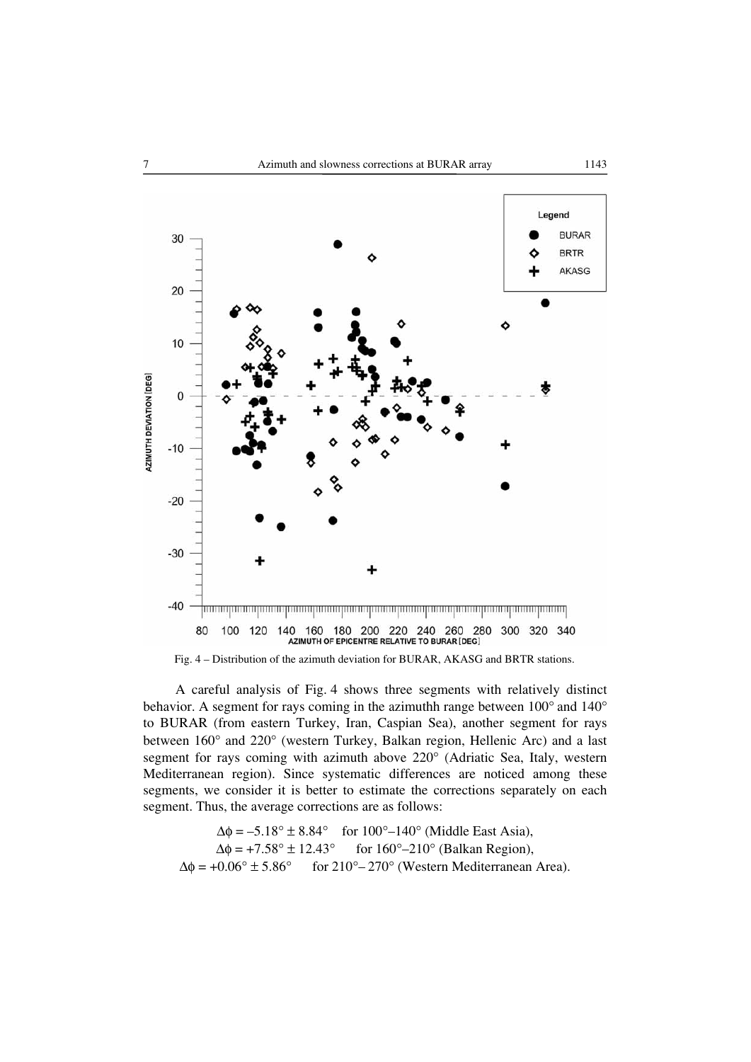Fig. 4 – Distribution of the azimuth deviation for BURAR, AKASG and BRTR stations.

A careful analysis of Fig. 4 shows three segments with relatively distinct behavior. A segment for rays coming in the azimuthh range between 100° and 140° to BURAR (from eastern Turkey, Iran, Caspian Sea), another segment for rays between 160° and 220° (western Turkey, Balkan region, Hellenic Arc) and a last segment for rays coming with azimuth above 220° (Adriatic Sea, Italy, western Mediterranean region). Since systematic differences are noticed among these segments, we consider it is better to estimate the corrections separately on each segment. Thus, the average corrections are as follows:

$\Delta\phi = -5.18° \pm 8.84°$ for 100°–140° (Middle East Asia),

$\Delta\phi = +7.58° \pm 12.43°$ for 160°–210° (Balkan Region),

$\Delta\phi = +0.06° \pm 5.86°$ for 210°– 270° (Western Mediterranean Area).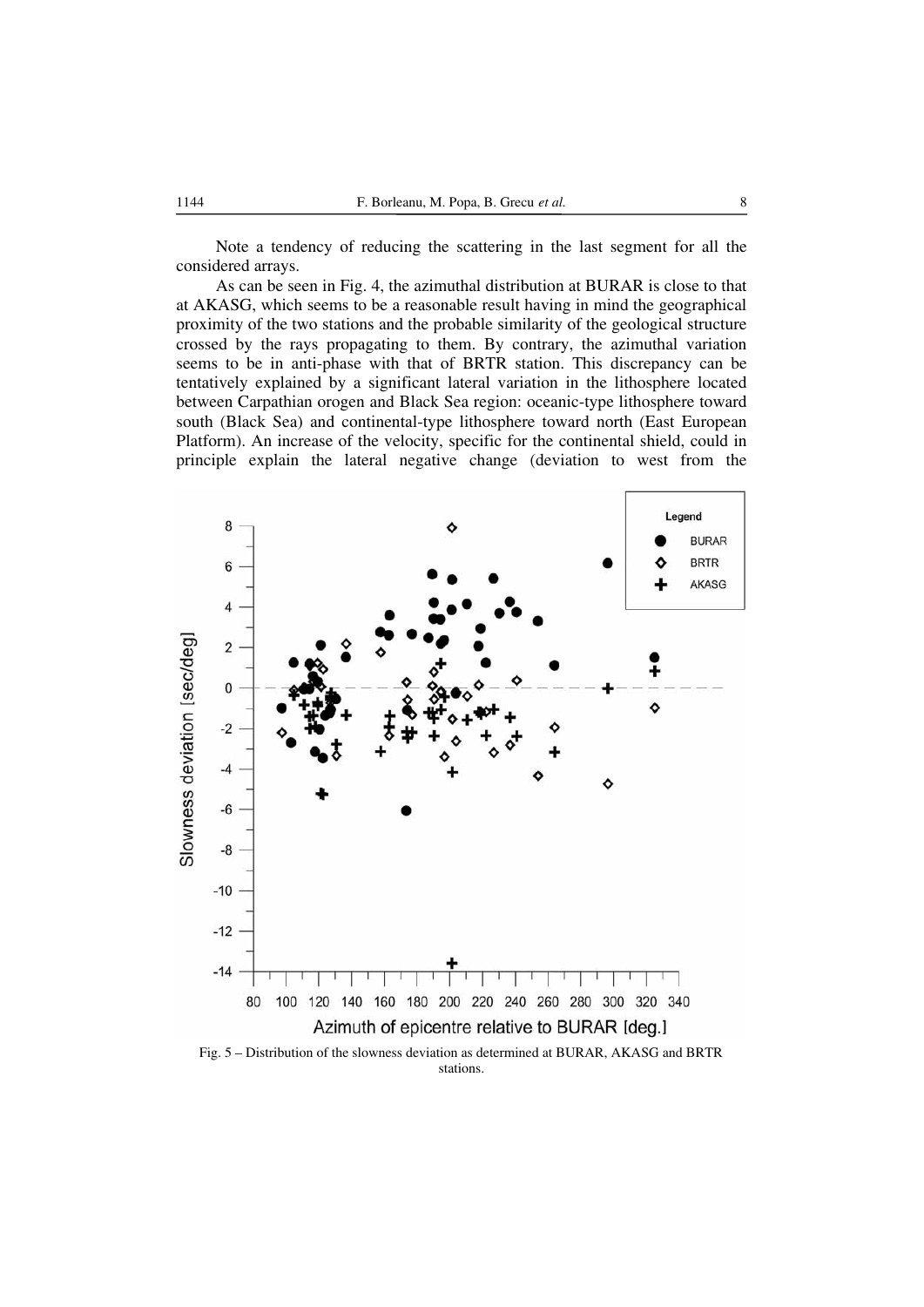Note a tendency of reducing the scattering in the last segment for all the considered arrays.

As can be seen in Fig. 4, the azimuthal distribution at BURAR is close to that at AKASG, which seems to be a reasonable result having in mind the geographical proximity of the two stations and the probable similarity of the geological structure crossed by the rays propagating to them. By contrary, the azimuthal variation seems to be in anti-phase with that of BRTR station. This discrepancy can be tentatively explained by a significant lateral variation in the lithosphere located between Carpathian orogen and Black Sea region: oceanic-type lithosphere toward south (Black Sea) and continental-type lithosphere toward north (East European Platform). An increase of the velocity, specific for the continental shield, could in principle explain the lateral negative change (deviation to west from the

Fig. 5 – Distribution of the slowness deviation as determined at BURAR, AKASG and BRTR stations.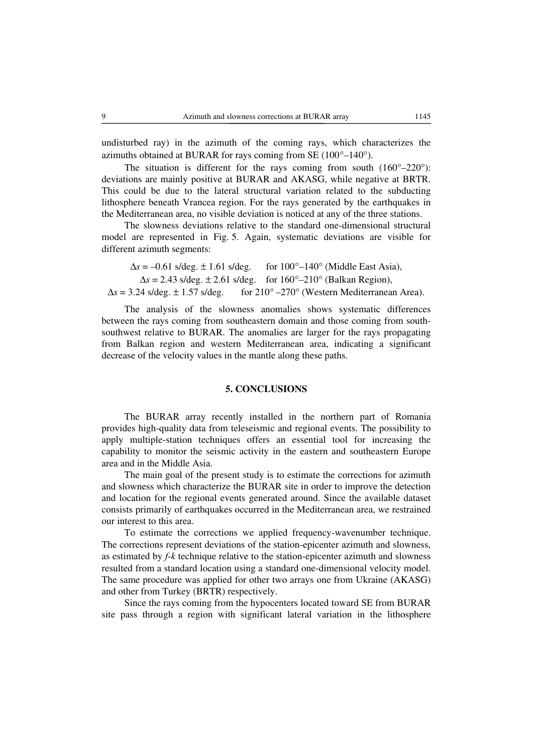undisturbed ray) in the azimuth of the coming rays, which characterizes the azimuths obtained at BURAR for rays coming from SE (100°–140°).

The situation is different for the rays coming from south (160°–220°): deviations are mainly positive at BURAR and AKASG, while negative at BRTR. This could be due to the lateral structural variation related to the subducting lithosphere beneath Vrancea region. For the rays generated by the earthquakes in the Mediterranean area, no visible deviation is noticed at any of the three stations.

The slowness deviations relative to the standard one-dimensional structural model are represented in Fig. 5. Again, systematic deviations are visible for different azimuth segments:

$\Delta s = -0.61$ s/deg. $\pm$ 1.61 s/deg. for 100°–140° (Middle East Asia),

$\Delta s = 2.43$ s/deg. $\pm$ 2.61 s/deg. for 160°–210° (Balkan Region),

$\Delta s = 3.24$ s/deg. $\pm$ 1.57 s/deg. for 210° –270° (Western Mediterranean Area).

The analysis of the slowness anomalies shows systematic differences between the rays coming from southeastern domain and those coming from south-southwest relative to BURAR. The anomalies are larger for the rays propagating from Balkan region and western Mediterranean area, indicating a significant decrease of the velocity values in the mantle along these paths.

## 5. CONCLUSIONS

The BURAR array recently installed in the northern part of Romania provides high-quality data from teleseismic and regional events. The possibility to apply multiple-station techniques offers an essential tool for increasing the capability to monitor the seismic activity in the eastern and southeastern Europe area and in the Middle Asia.

The main goal of the present study is to estimate the corrections for azimuth and slowness which characterize the BURAR site in order to improve the detection and location for the regional events generated around. Since the available dataset consists primarily of earthquakes occurred in the Mediterranean area, we restrained our interest to this area.

To estimate the corrections we applied frequency-wavenumber technique. The corrections represent deviations of the station-epicenter azimuth and slowness, as estimated by *f-k* technique relative to the station-epicenter azimuth and slowness resulted from a standard location using a standard one-dimensional velocity model. The same procedure was applied for other two arrays one from Ukraine (AKASG) and other from Turkey (BRTR) respectively.

Since the rays coming from the hypocenters located toward SE from BURAR site pass through a region with significant lateral variation in the lithosphere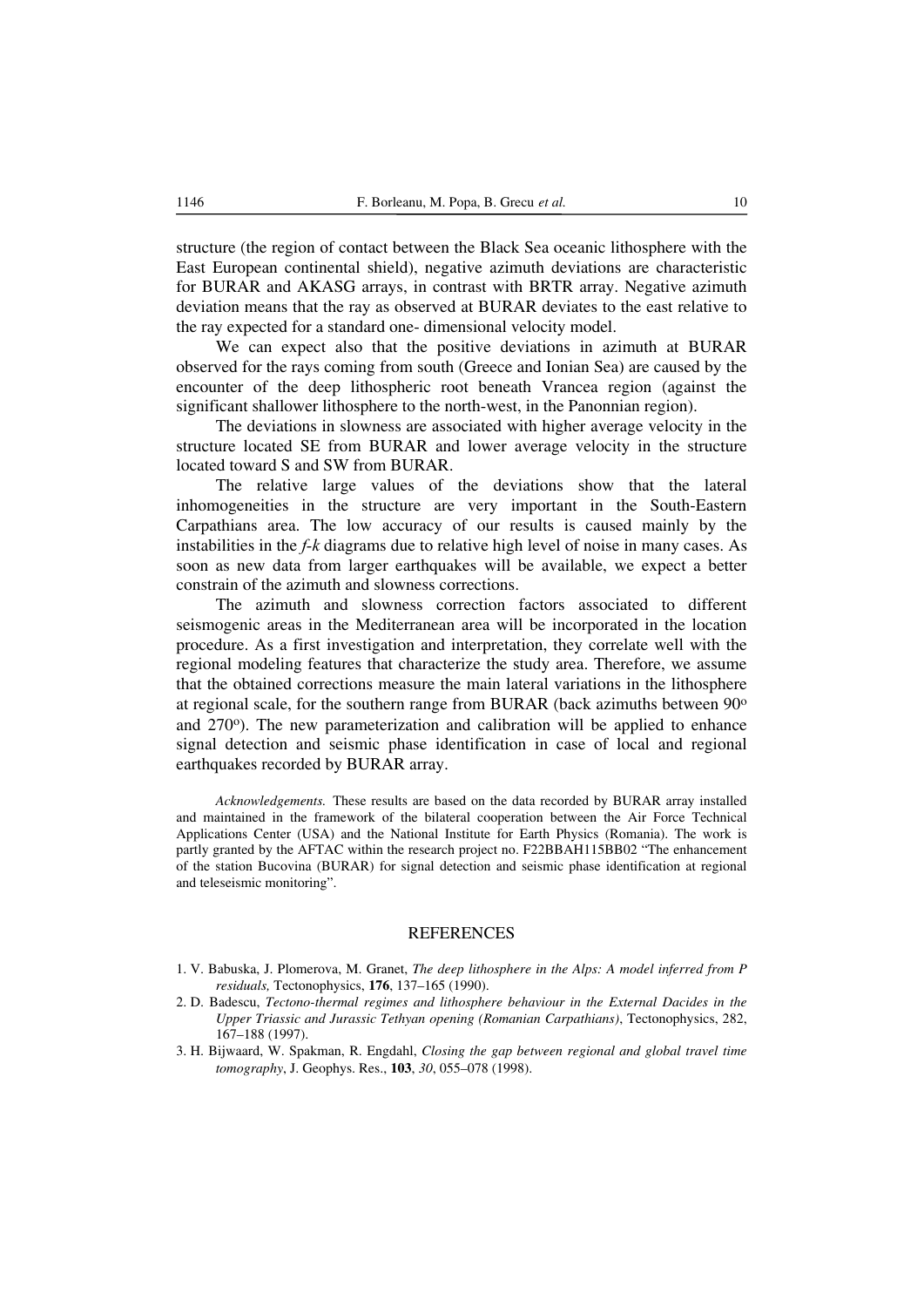structure (the region of contact between the Black Sea oceanic lithosphere with the East European continental shield), negative azimuth deviations are characteristic for BURAR and AKASG arrays, in contrast with BRTR array. Negative azimuth deviation means that the ray as observed at BURAR deviates to the east relative to the ray expected for a standard one- dimensional velocity model.

We can expect also that the positive deviations in azimuth at BURAR observed for the rays coming from south (Greece and Ionian Sea) are caused by the encounter of the deep lithospheric root beneath Vrancea region (against the significant shallower lithosphere to the north-west, in the Panonnian region).

The deviations in slowness are associated with higher average velocity in the structure located SE from BURAR and lower average velocity in the structure located toward S and SW from BURAR.

The relative large values of the deviations show that the lateral inhomogeneities in the structure are very important in the South-Eastern Carpathians area. The low accuracy of our results is caused mainly by the instabilities in the *f-k* diagrams due to relative high level of noise in many cases. As soon as new data from larger earthquakes will be available, we expect a better constrain of the azimuth and slowness corrections.

The azimuth and slowness correction factors associated to different seismogenic areas in the Mediterranean area will be incorporated in the location procedure. As a first investigation and interpretation, they correlate well with the regional modeling features that characterize the study area. Therefore, we assume that the obtained corrections measure the main lateral variations in the lithosphere at regional scale, for the southern range from BURAR (back azimuths between 90$^o$ and 270$^o$). The new parameterization and calibration will be applied to enhance signal detection and seismic phase identification in case of local and regional earthquakes recorded by BURAR array.

*Acknowledgements.* These results are based on the data recorded by BURAR array installed and maintained in the framework of the bilateral cooperation between the Air Force Technical Applications Center (USA) and the National Institute for Earth Physics (Romania). The work is partly granted by the AFTAC within the research project no. F22BBAH115BB02 "The enhancement of the station Bucovina (BURAR) for signal detection and seismic phase identification at regional and teleseismic monitoring".

## REFERENCES

1. V. Babuska, J. Plomerova, M. Granet, *The deep lithosphere in the Alps: A model inferred from P residuals,* Tectonophysics, **176**, 137–165 (1990).
2. D. Badescu, *Tectono-thermal regimes and lithosphere behaviour in the External Dacides in the Upper Triassic and Jurassic Tethyan opening (Romanian Carpathians)*, Tectonophysics, 282, 167–188 (1997).
3. H. Bijwaard, W. Spakman, R. Engdahl, *Closing the gap between regional and global travel time tomography*, J. Geophys. Res., **103**, *30*, 055–078 (1998).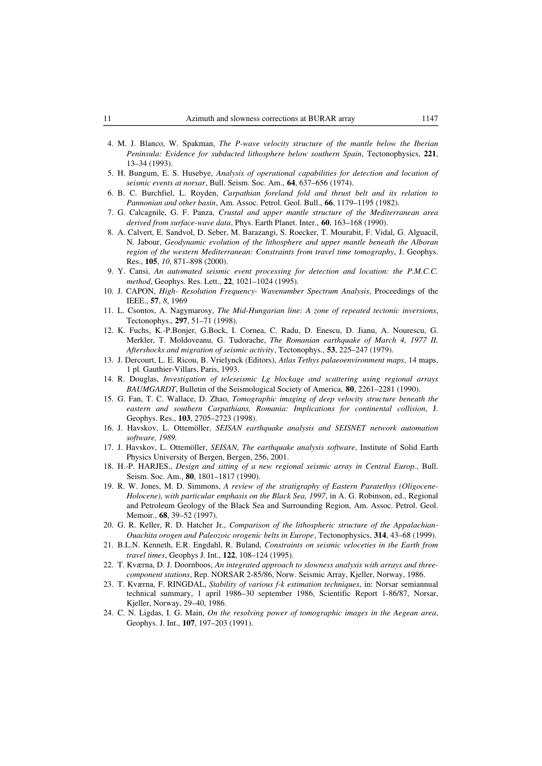4. M. J. Blanco, W. Spakman, *The P-wave velocity structure of the mantle below the Iberian Peninsula: Evidence for subducted lithosphere below southern Spain*, Tectonophysics, **221**, 13–34 (1993).
5. H. Bungum, E. S. Husebye, *Analysis of operational capabilities for detection and location of seismic events at norsar*, Bull. Seism. Soc. Am., **64**, 637–656 (1974).
6. B. C. Burchfiel, L. Royden, *Carpathian foreland fold and thrust belt and its relation to Pannonian and other basin*, Am. Assoc. Petrol. Geol. Bull., **66**, 1179–1195 (1982).
7. G. Calcagnile, G. F. Panza, *Crustal and upper mantle structure of the Mediterranean area derived from surface-wave data*, Phys. Earth Planet. Inter., **60**, 163–168 (1990).
8. A. Calvert, E. Sandvol, D. Seber, M. Barazangi, S. Roecker, T. Mourabit, F. Vidal, G. Alguacil, N. Jabour, *Geodynamic evolution of the lithosphere and upper mantle beneath the Alboran region of the western Mediterranean: Constraints from travel time tomography*, J. Geophys. Res., **105**, *10*, 871–898 (2000).
9. Y. Cansi, *An automated seismic event processing for detection and location: the P.M.C.C. method*, Geophys. Res. Lett., **22**, 1021–1024 (1995).
10. J. CAPON, *High- Resolution Frequency- Wavenumber Spectrum Analysis*, Proceedings of the IEEE., **57**, *8*, 1969
11. L. Csontos, A. Nagymarosy, *The Mid-Hungarian line: A zone of repeated tectonic inversions*, Tectonophys., **297**, 51–71 (1998).
12. K. Fuchs, K.-P.Bonjer, G.Bock, I. Cornea, C. Radu, D. Enescu, D. Jianu, A. Nourescu, G. Merkler, T. Moldoveanu, G. Tudorache, *The Romanian earthquake of March 4, 1977 II. Aftershocks and migration of seismic activity*, Tectonophys., **53**, 225–247 (1979).
13. J. Dercourt, L. E. Ricou, B. Vrielynck (Editors), *Atlas Tethys palaeoenvironment maps*, 14 maps, 1 pl. Gauthier-Villars, Paris, 1993.
14. R. Douglas, *Investigation of teleseismic Lg blockage and scattering using regional arrays BAUMGARDT*, Bulletin of the Seismological Society of America, **80**, 2261–2281 (1990).
15. G. Fan, T. C. Wallace, D. Zhao, *Tomographic imaging of deep velocity structure beneath the eastern and southern Carpathians, Romania: Implications for continental collision*, J. Geophys. Res., **103**, 2705–2723 (1998).
16. J. Havskov, L. Ottemöller, *SEISAN earthquake analysis and SEISNET network automation software, 1989.*
17. J. Havskov, L. Ottemöller, *SEISAN*, *The earthquake analysis software*, Institute of Solid Earth Physics University of Bergen, Bergen, 256, 2001.
18. H.-P. HARJES., *Design and sitting of a new regional seismic array in Central Europ.*, Bull. Seism. Soc. Am., **80**, 1801–1817 (1990).
19. R. W. Jones, M. D. Simmons, *A review of the stratigraphy of Eastern Paratethys (Oligocene-Holocene), with particular emphasis on the Black Sea, 1997*, in A. G. Robinson, ed., Regional and Petroleum Geology of the Black Sea and Surrounding Region, Am. Assoc. Petrol. Geol. Memoir., **68**, 39–52 (1997).
20. G. R. Keller, R. D. Hatcher Jr., *Comparison of the lithospheric structure of the Appalachian-Ouachita orogen and Paleozoic orogenic belts in Europe*, Tectonophysics, **314**, 43–68 (1999).
21. B.L.N. Kenneth, E.R. Engdahl, R. Buland, *Constraints on seismic veloceties in the Earth from travel times*, Geophys J. Int., **122**, 108–124 (1995).
22. T. Kværna, D. J. Doornboos, *An integrated approach to slowness analysis with arrays and three-component stations*, Rep. NORSAR 2-85/86, Norw. Seismic Array, Kjeller, Norway, 1986.
23. T. Kværna, F. RINGDAL, *Stability of various f-k estimation techniques*, in: Norsar semiannual technical summary, 1 april 1986–30 september 1986, Scientific Report 1-86/87, Norsar, Kjeller, Norway, 29–40, 1986.
24. C. N. Ligdas, I. G. Main, *On the resolving power of tomographic images in the Aegean area*, Geophys. J. Int., **107**, 197–203 (1991).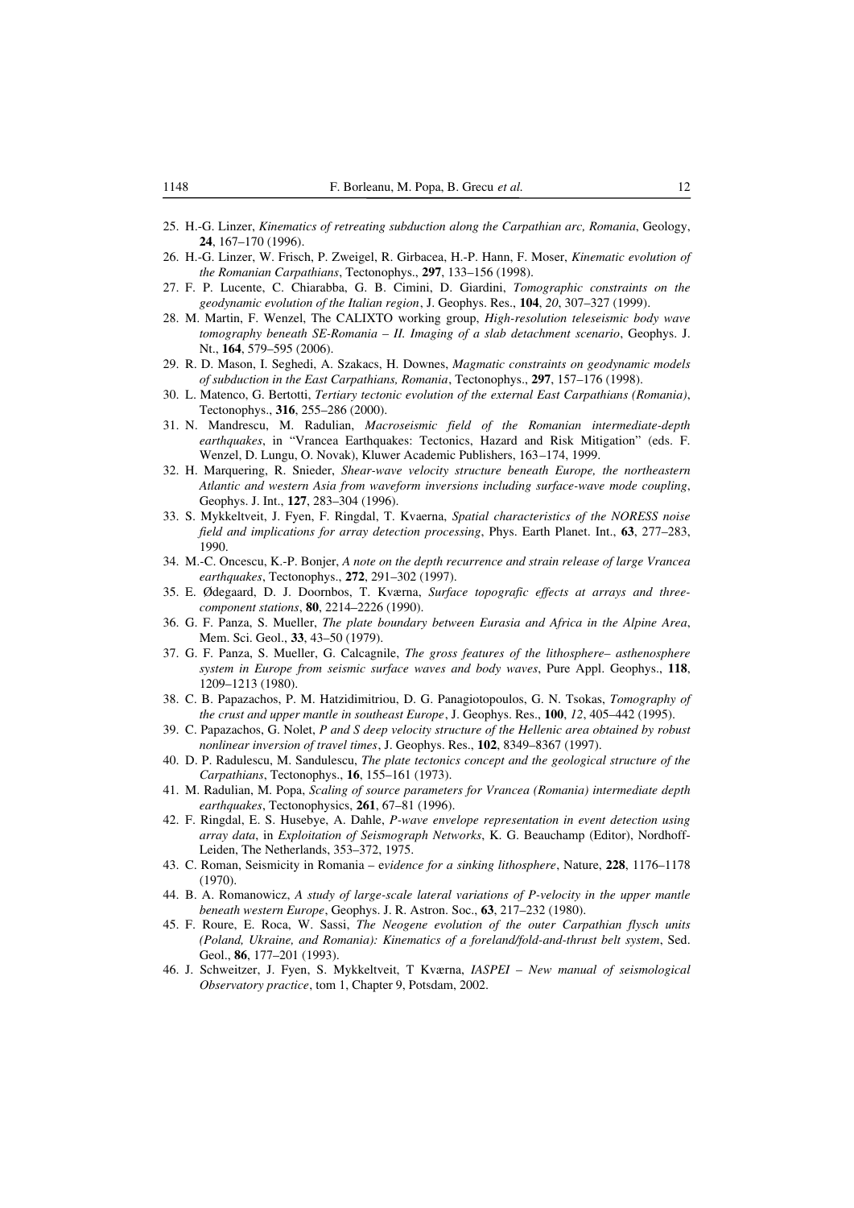25. H.-G. Linzer, *Kinematics of retreating subduction along the Carpathian arc, Romania*, Geology, **24**, 167–170 (1996).
26. H.-G. Linzer, W. Frisch, P. Zweigel, R. Girbacea, H.-P. Hann, F. Moser, *Kinematic evolution of the Romanian Carpathians*, Tectonophys., **297**, 133–156 (1998).
27. F. P. Lucente, C. Chiarabba, G. B. Cimini, D. Giardini, *Tomographic constraints on the geodynamic evolution of the Italian region*, J. Geophys. Res., **104**, *20*, 307–327 (1999).
28. M. Martin, F. Wenzel, The CALIXTO working group, *High-resolution teleseismic body wave tomography beneath SE-Romania – II. Imaging of a slab detachment scenario*, Geophys. J. Nt., **164**, 579–595 (2006).
29. R. D. Mason, I. Seghedi, A. Szakacs, H. Downes, *Magmatic constraints on geodynamic models of subduction in the East Carpathians, Romania*, Tectonophys., **297**, 157–176 (1998).
30. L. Matenco, G. Bertotti, *Tertiary tectonic evolution of the external East Carpathians (Romania)*, Tectonophys., **316**, 255–286 (2000).
31. N. Mandrescu, M. Radulian, *Macroseismic field of the Romanian intermediate-depth earthquakes*, in "Vrancea Earthquakes: Tectonics, Hazard and Risk Mitigation" (eds. F. Wenzel, D. Lungu, O. Novak), Kluwer Academic Publishers, 163–174, 1999.
32. H. Marquering, R. Snieder, *Shear-wave velocity structure beneath Europe, the northeastern Atlantic and western Asia from waveform inversions including surface-wave mode coupling*, Geophys. J. Int., **127**, 283–304 (1996).
33. S. Mykkeltveit, J. Fyen, F. Ringdal, T. Kvaerna, *Spatial characteristics of the NORESS noise field and implications for array detection processing*, Phys. Earth Planet. Int., **63**, 277–283, 1990.
34. M.-C. Oncescu, K.-P. Bonjer, *A note on the depth recurrence and strain release of large Vrancea earthquakes*, Tectonophys., **272**, 291–302 (1997).
35. E. Ødegaard, D. J. Doornbos, T. Kværna, *Surface topografic effects at arrays and three-component stations*, **80**, 2214–2226 (1990).
36. G. F. Panza, S. Mueller, *The plate boundary between Eurasia and Africa in the Alpine Area*, Mem. Sci. Geol., **33**, 43–50 (1979).
37. G. F. Panza, S. Mueller, G. Calcagnile, *The gross features of the lithosphere– asthenosphere system in Europe from seismic surface waves and body waves*, Pure Appl. Geophys., **118**, 1209–1213 (1980).
38. C. B. Papazachos, P. M. Hatzidimitriou, D. G. Panagiotopoulos, G. N. Tsokas, *Tomography of the crust and upper mantle in southeast Europe*, J. Geophys. Res., **100**, *12*, 405–442 (1995).
39. C. Papazachos, G. Nolet, *P and S deep velocity structure of the Hellenic area obtained by robust nonlinear inversion of travel times*, J. Geophys. Res., **102**, 8349–8367 (1997).
40. D. P. Radulescu, M. Sandulescu, *The plate tectonics concept and the geological structure of the Carpathians*, Tectonophys., **16**, 155–161 (1973).
41. M. Radulian, M. Popa, *Scaling of source parameters for Vrancea (Romania) intermediate depth earthquakes*, Tectonophysics, **261**, 67–81 (1996).
42. F. Ringdal, E. S. Husebye, A. Dahle, *P-wave envelope representation in event detection using array data*, in *Exploitation of Seismograph Networks*, K. G. Beauchamp (Editor), Nordhoff-Leiden, The Netherlands, 353–372, 1975.
43. C. Roman, Seismicity in Romania – e*vidence for a sinking lithosphere*, Nature, **228**, 1176–1178 (1970).
44. B. A. Romanowicz, *A study of large-scale lateral variations of P-velocity in the upper mantle beneath western Europe*, Geophys. J. R. Astron. Soc., **63**, 217–232 (1980).
45. F. Roure, E. Roca, W. Sassi, *The Neogene evolution of the outer Carpathian flysch units (Poland, Ukraine, and Romania): Kinematics of a foreland/fold-and-thrust belt system*, Sed. Geol., **86**, 177–201 (1993).
46. J. Schweitzer, J. Fyen, S. Mykkeltveit, T Kværna, *IASPEI – New manual of seismological Observatory practice*, tom 1, Chapter 9, Potsdam, 2002.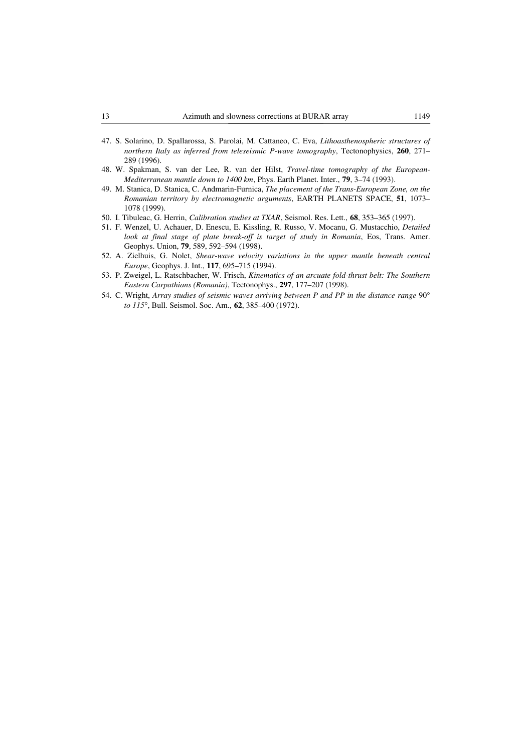47. S. Solarino, D. Spallarossa, S. Parolai, M. Cattaneo, C. Eva, *Lithoasthenospheric structures of northern Italy as inferred from teleseismic P-wave tomography*, Tectonophysics, **260**, 271–289 (1996).
48. W. Spakman, S. van der Lee, R. van der Hilst, *Travel-time tomography of the European-Mediterranean mantle down to 1400 km*, Phys. Earth Planet. Inter., **79**, 3–74 (1993).
49. M. Stanica, D. Stanica, C. Andmarin-Furnica, *The placement of the Trans-European Zone, on the Romanian territory by electromagnetic arguments*, EARTH PLANETS SPACE, **51**, 1073–1078 (1999).
50. I. Tibuleac, G. Herrin, *Calibration studies at TXAR*, Seismol. Res. Lett., **68**, 353–365 (1997).
51. F. Wenzel, U. Achauer, D. Enescu, E. Kissling, R. Russo, V. Mocanu, G. Mustacchio, *Detailed look at final stage of plate break-off is target of study in Romania*, Eos, Trans. Amer. Geophys. Union, **79**, 589, 592–594 (1998).
52. A. Zielhuis, G. Nolet, *Shear-wave velocity variations in the upper mantle beneath central Europe*, Geophys. J. Int., **117**, 695–715 (1994).
53. P. Zweigel, L. Ratschbacher, W. Frisch, *Kinematics of an arcuate fold-thrust belt: The Southern Eastern Carpathians (Romania)*, Tectonophys., **297**, 177–207 (1998).
54. C. Wright, *Array studies of seismic waves arriving between P and PP in the distance range* 90° *to 115*°, Bull. Seismol. Soc. Am., **62**, 385–400 (1972).